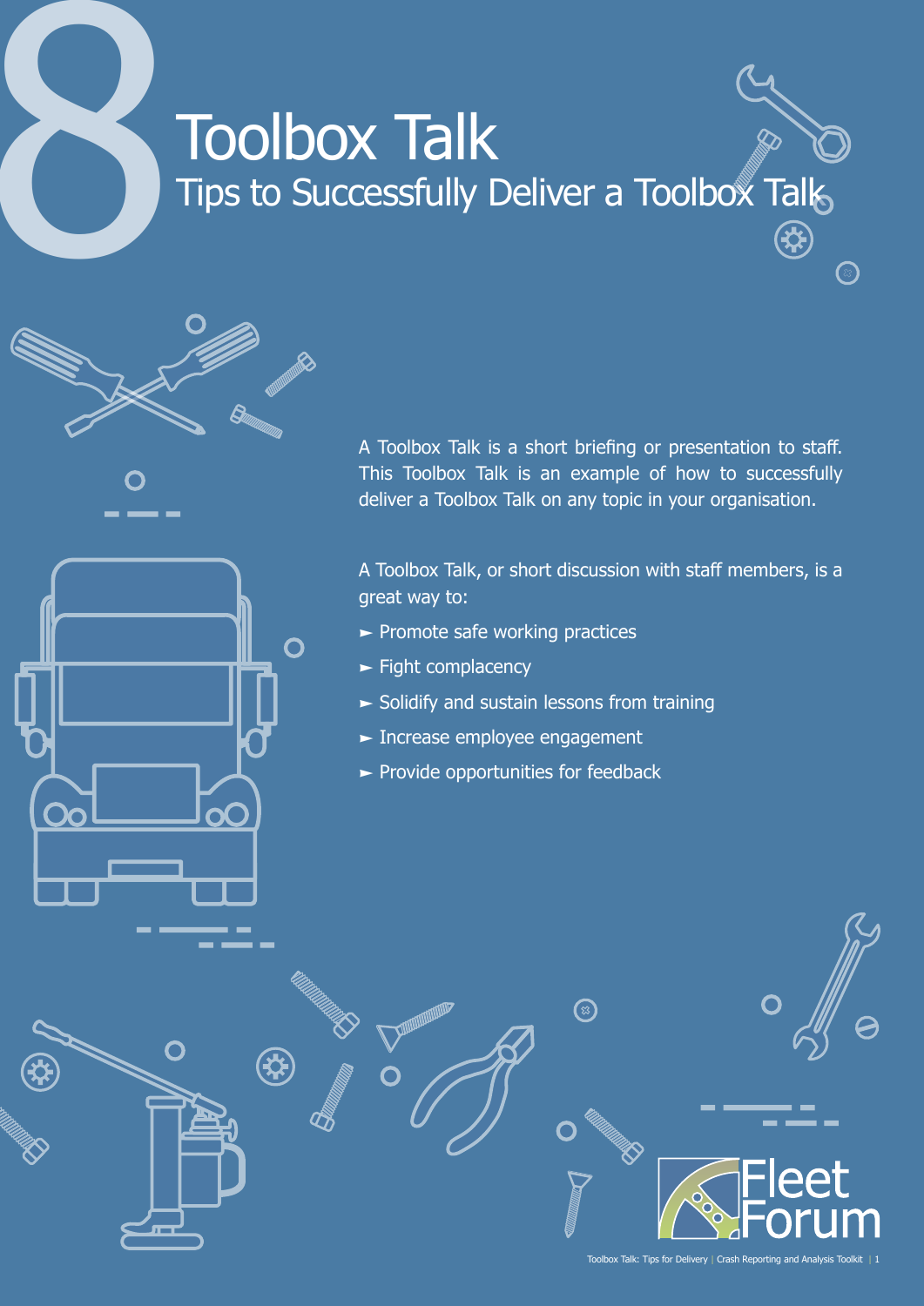# 8 Toolbox Talk

## Tips to Successfully Deliver a Toolbox Talk

A Toolbox Talk is a short briefing or presentation to staff. This Toolbox Talk is an example of how to successfully deliver a Toolbox Talk on any topic in your organisation.

A Toolbox Talk, or short discussion with staff members, is a great way to:

- Promote safe working practices
- Fight complacency
- Solidify and sustain lessons from training
- Increase employee engagement
- Provide opportunities for feedback

Fleet Forum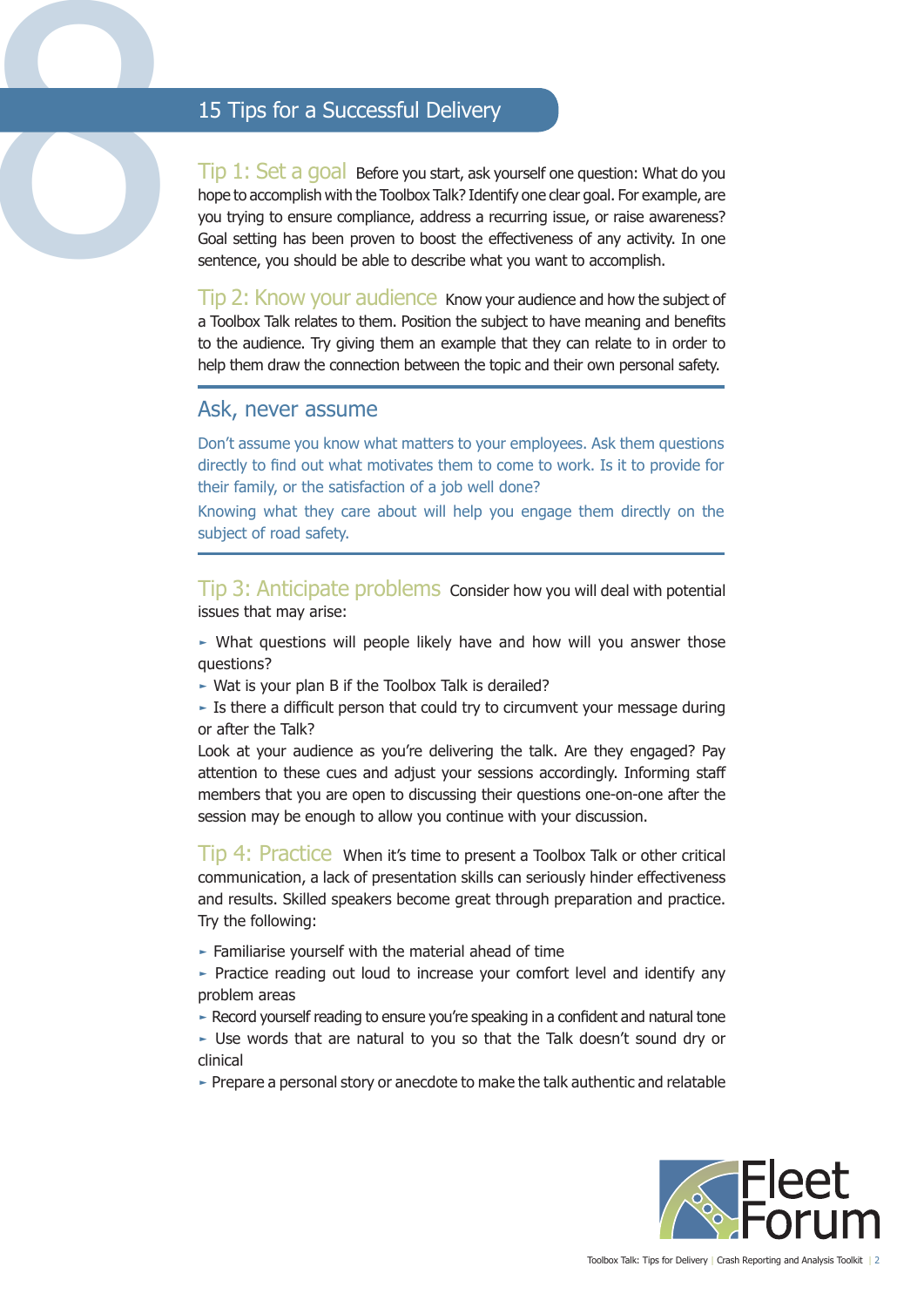## 15 Tips for a Successful Delivery

**Tip 1: Set a goal** Before you start, ask yourself one question: What do you hope to accomplish with the Toolbox Talk? Identify one clear goal. For example, are you trying to ensure compliance, address a recurring issue, or raise awareness? Goal setting has been proven to boost the effectiveness of any activity. In one sentence, you should be able to describe what you want to accomplish.

**Tip 2: Know your audience** Know your audience and how the subject of a Toolbox Talk relates to them. Position the subject to have meaning and benefits to the audience. Try giving them an example that they can relate to in order to help them draw the connection between the topic and their own personal safety.

### Ask, never assume

Don't assume you know what matters to your employees. Ask them questions directly to find out what motivates them to come to work. Is it to provide for their family, or the satisfaction of a job well done?

Knowing what they care about will help you engage them directly on the subject of road safety.

**Tip 3: Anticipate problems** Consider how you will deal with potential issues that may arise:

- What questions will people likely have and how will you answer those questions?
- Wat is your plan B if the Toolbox Talk is derailed?
- Is there a difficult person that could try to circumvent your message during or after the Talk?

Look at your audience as you're delivering the talk. Are they engaged? Pay attention to these cues and adjust your sessions accordingly. Informing staff members that you are open to discussing their questions one-on-one after the session may be enough to allow you continue with your discussion.

**Tip 4: Practice** When it's time to present a Toolbox Talk or other critical communication, a lack of presentation skills can seriously hinder effectiveness and results. Skilled speakers become great through preparation and practice. Try the following:

- Familiarise yourself with the material ahead of time
- Practice reading out loud to increase your comfort level and identify any problem areas
- Record yourself reading to ensure you're speaking in a confident and natural tone
- Use words that are natural to you so that the Talk doesn't sound dry or clinical
- Prepare a personal story or anecdote to make the talk authentic and relatable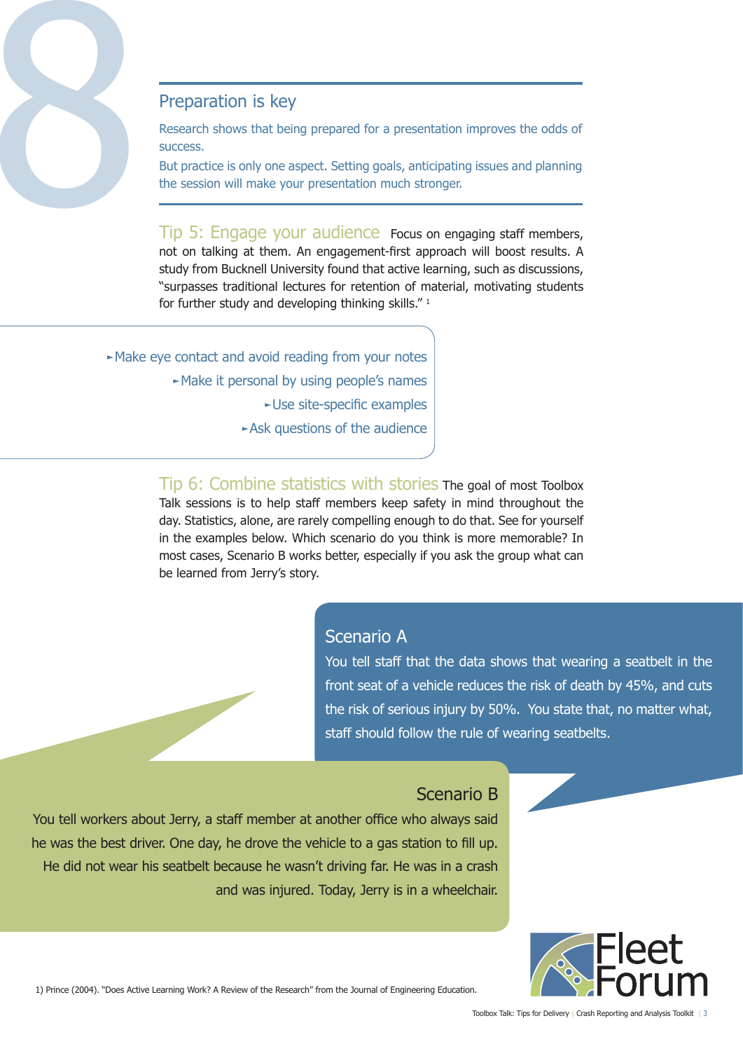## Preparation is key

Research shows that being prepared for a presentation improves the odds of success.

But practice is only one aspect. Setting goals, anticipating issues and planning the session will make your presentation much stronger.

**Tip 5: Engage your audience** Focus on engaging staff members, not on talking at them. An engagement-first approach will boost results. A study from Bucknell University found that active learning, such as discussions, "surpasses traditional lectures for retention of material, motivating students for further study and developing thinking skills." [1]

- Make eye contact and avoid reading from your notes
- Make it personal by using people's names
- Use site-specific examples
- Ask questions of the audience

**Tip 6: Combine statistics with stories** The goal of most Toolbox Talk sessions is to help staff members keep safety in mind throughout the day. Statistics, alone, are rarely compelling enough to do that. See for yourself in the examples below. Which scenario do you think is more memorable? In most cases, Scenario B works better, especially if you ask the group what can be learned from Jerry's story.

### Scenario A

You tell staff that the data shows that wearing a seatbelt in the front seat of a vehicle reduces the risk of death by 45%, and cuts the risk of serious injury by 50%. You state that, no matter what, staff should follow the rule of wearing seatbelts.

### Scenario B

You tell workers about Jerry, a staff member at another office who always said he was the best driver. One day, he drove the vehicle to a gas station to fill up. He did not wear his seatbelt because he wasn't driving far. He was in a crash and was injured. Today, Jerry is in a wheelchair.

1) Prince (2004). "Does Active Learning Work? A Review of the Research" from the Journal of Engineering Education.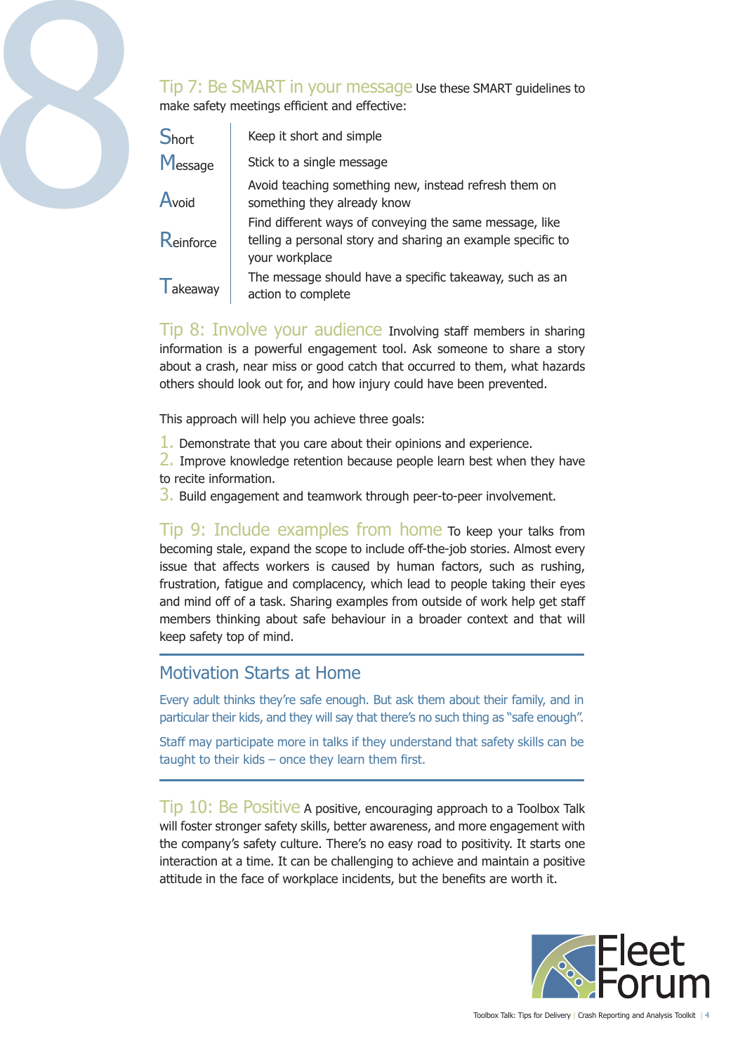## Tip 7: Be SMART in your message

Use these SMART guidelines to make safety meetings efficient and effective:

| | |
|---|---|
| **S**hort | Keep it short and simple |
| **M**essage | Stick to a single message |
| **A**void | Avoid teaching something new, instead refresh them on something they already know |
| **R**einforce | Find different ways of conveying the same message, like telling a personal story and sharing an example specific to your workplace |
| **T**akeaway | The message should have a specific takeaway, such as an action to complete |

## Tip 8: Involve your audience

Involving staff members in sharing information is a powerful engagement tool. Ask someone to share a story about a crash, near miss or good catch that occurred to them, what hazards others should look out for, and how injury could have been prevented.

This approach will help you achieve three goals:

1. Demonstrate that you care about their opinions and experience.
2. Improve knowledge retention because people learn best when they have to recite information.
3. Build engagement and teamwork through peer-to-peer involvement.

## Tip 9: Include examples from home

To keep your talks from becoming stale, expand the scope to include off-the-job stories. Almost every issue that affects workers is caused by human factors, such as rushing, frustration, fatigue and complacency, which lead to people taking their eyes and mind off of a task. Sharing examples from outside of work help get staff members thinking about safe behaviour in a broader context and that will keep safety top of mind.

### Motivation Starts at Home

Every adult thinks they're safe enough. But ask them about their family, and in particular their kids, and they will say that there's no such thing as "safe enough".

Staff may participate more in talks if they understand that safety skills can be taught to their kids – once they learn them first.

## Tip 10: Be Positive

A positive, encouraging approach to a Toolbox Talk will foster stronger safety skills, better awareness, and more engagement with the company's safety culture. There's no easy road to positivity. It starts one interaction at a time. It can be challenging to achieve and maintain a positive attitude in the face of workplace incidents, but the benefits are worth it.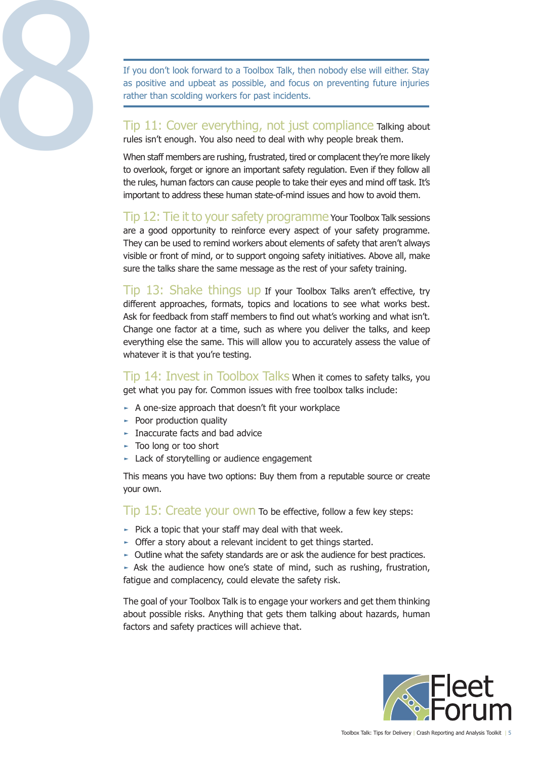8

> If you don't look forward to a Toolbox Talk, then nobody else will either. Stay as positive and upbeat as possible, and focus on preventing future injuries rather than scolding workers for past incidents.

### Tip 11: Cover everything, not just compliance

Talking about rules isn't enough. You also need to deal with why people break them.

When staff members are rushing, frustrated, tired or complacent they're more likely to overlook, forget or ignore an important safety regulation. Even if they follow all the rules, human factors can cause people to take their eyes and mind off task. It's important to address these human state-of-mind issues and how to avoid them.

### Tip 12: Tie it to your safety programme

Your Toolbox Talk sessions are a good opportunity to reinforce every aspect of your safety programme. They can be used to remind workers about elements of safety that aren't always visible or front of mind, or to support ongoing safety initiatives. Above all, make sure the talks share the same message as the rest of your safety training.

### Tip 13: Shake things up

If your Toolbox Talks aren't effective, try different approaches, formats, topics and locations to see what works best. Ask for feedback from staff members to find out what's working and what isn't. Change one factor at a time, such as where you deliver the talks, and keep everything else the same. This will allow you to accurately assess the value of whatever it is that you're testing.

### Tip 14: Invest in Toolbox Talks

When it comes to safety talks, you get what you pay for. Common issues with free toolbox talks include:

- A one-size approach that doesn't fit your workplace
- Poor production quality
- Inaccurate facts and bad advice
- Too long or too short
- Lack of storytelling or audience engagement

This means you have two options: Buy them from a reputable source or create your own.

### Tip 15: Create your own

To be effective, follow a few key steps:

- Pick a topic that your staff may deal with that week.
- Offer a story about a relevant incident to get things started.
- Outline what the safety standards are or ask the audience for best practices.
- Ask the audience how one's state of mind, such as rushing, frustration, fatigue and complacency, could elevate the safety risk.

The goal of your Toolbox Talk is to engage your workers and get them thinking about possible risks. Anything that gets them talking about hazards, human factors and safety practices will achieve that.

Fleet Forum